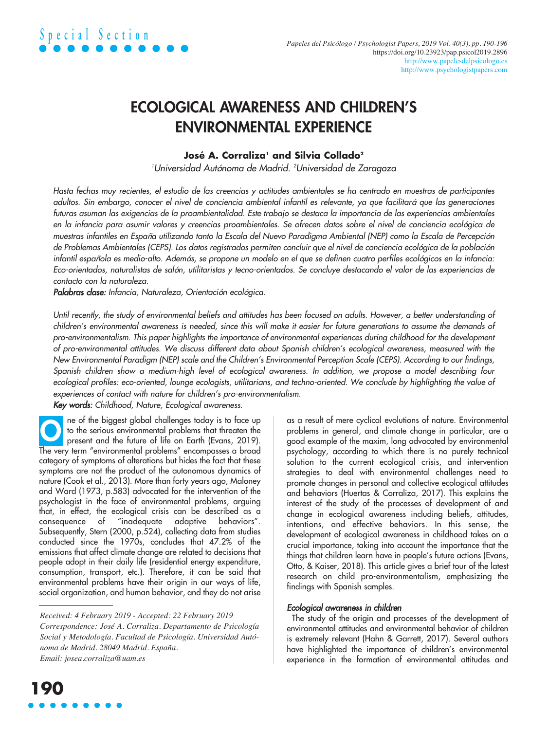# ECOLOGICAL AWARENESS AND CHILDREN'S ENVIRONMENTAL EXPERIENCE

**José A. Corraliza[1] and Silvia Collado[2]**

[1]*Universidad Autónoma de Madrid.* [2]*Universidad de Zaragoza*

*Hasta fechas muy recientes, el estudio de las creencias y actitudes ambientales se ha centrado en muestras de participantes adultos. Sin embargo, conocer el nivel de conciencia ambiental infantil es relevante, ya que facilitará que las generaciones futuras asuman las exigencias de la proambientalidad. Este trabajo se destaca la importancia de las experiencias ambientales en la infancia para asumir valores y creencias proambientales. Se ofrecen datos sobre el nivel de conciencia ecológica de muestras infantiles en España utilizando tanto la Escala del Nuevo Paradigma Ambiental (NEP) como la Escala de Percepción de Problemas Ambientales (CEPS). Los datos registrados permiten concluir que el nivel de conciencia ecológica de la población infantil española es medio-alto. Además, se propone un modelo en el que se definen cuatro perfiles ecológicos en la infancia: Eco-orientados, naturalistas de salón, utilitaristas y tecno-orientados. Se concluye destacando el valor de las experiencias de contacto con la naturaleza.*

***Palabras clase:*** *Infancia, Naturaleza, Orientación ecológica.*

*Until recently, the study of environmental beliefs and attitudes has been focused on adults. However, a better understanding of children's environmental awareness is needed, since this will make it easier for future generations to assume the demands of pro-environmentalism. This paper highlights the importance of environmental experiences during childhood for the development of pro-environmental attitudes. We discuss different data about Spanish children's ecological awareness, measured with the New Environmental Paradigm (NEP) scale and the Children's Environmental Perception Scale (CEPS). According to our findings, Spanish children show a medium-high level of ecological awareness. In addition, we propose a model describing four ecological profiles: eco-oriented, lounge ecologists, utilitarians, and techno-oriented. We conclude by highlighting the value of experiences of contact with nature for children's pro-environmentalism.*

***Key words:*** *Childhood, Nature, Ecological awareness.*

One of the biggest global challenges today is to face up to the serious environmental problems that threaten the present and the future of life on Earth (Evans, 2019). The very term "environmental problems" encompasses a broad category of symptoms of alterations but hides the fact that these symptoms are not the product of the autonomous dynamics of nature (Cook et al., 2013). More than forty years ago, Maloney and Ward (1973, p.583) advocated for the intervention of the psychologist in the face of environmental problems, arguing that, in effect, the ecological crisis can be described as a consequence of "inadequate adaptive behaviors". Subsequently, Stern (2000, p.524), collecting data from studies conducted since the 1970s, concludes that 47.2% of the emissions that affect climate change are related to decisions that people adopt in their daily life (residential energy expenditure, consumption, transport, etc.). Therefore, it can be said that environmental problems have their origin in our ways of life, social organization, and human behavior, and they do not arise as a result of mere cyclical evolutions of nature. Environmental problems in general, and climate change in particular, are a good example of the maxim, long advocated by environmental psychology, according to which there is no purely technical solution to the current ecological crisis, and intervention strategies to deal with environmental challenges need to promote changes in personal and collective ecological attitudes and behaviors (Huertas & Corraliza, 2017). This explains the interest of the study of the processes of development of and change in ecological awareness including beliefs, attitudes, intentions, and effective behaviors. In this sense, the development of ecological awareness in childhood takes on a crucial importance, taking into account the importance that the things that children learn have in people's future actions (Evans, Otto, & Kaiser, 2018). This article gives a brief tour of the latest research on child pro-environmentalism, emphasizing the findings with Spanish samples.

*Received: 4 February 2019 - Accepted: 22 February 2019*
*Correspondence: José A. Corraliza. Departamento de Psicología Social y Metodología. Facultad de Psicología. Universidad Autónoma de Madrid. 28049 Madrid. España.*
*Email: josea.corraliza@uam.es*

### *Ecological awareness in children*

The study of the origin and processes of the development of environmental attitudes and environmental behavior of children is extremely relevant (Hahn & Garrett, 2017). Several authors have highlighted the importance of children's environmental experience in the formation of environmental attitudes and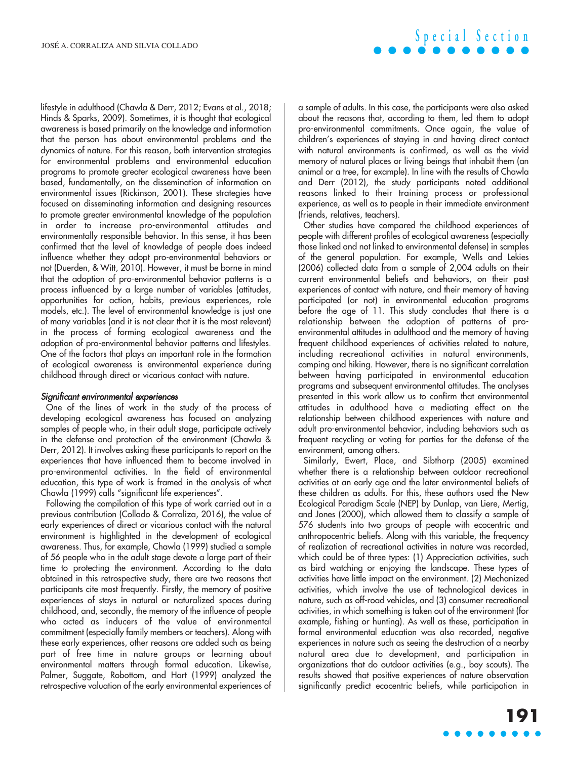lifestyle in adulthood (Chawla & Derr, 2012; Evans et al., 2018; Hinds & Sparks, 2009). Sometimes, it is thought that ecological awareness is based primarily on the knowledge and information that the person has about environmental problems and the dynamics of nature. For this reason, both intervention strategies for environmental problems and environmental education programs to promote greater ecological awareness have been based, fundamentally, on the dissemination of information on environmental issues (Rickinson, 2001). These strategies have focused on disseminating information and designing resources to promote greater environmental knowledge of the population in order to increase pro-environmental attitudes and environmentally responsible behavior. In this sense, it has been confirmed that the level of knowledge of people does indeed influence whether they adopt pro-environmental behaviors or not (Duerden, & Witt, 2010). However, it must be borne in mind that the adoption of pro-environmental behavior patterns is a process influenced by a large number of variables (attitudes, opportunities for action, habits, previous experiences, role models, etc.). The level of environmental knowledge is just one of many variables (and it is not clear that it is the most relevant) in the process of forming ecological awareness and the adoption of pro-environmental behavior patterns and lifestyles. One of the factors that plays an important role in the formation of ecological awareness is environmental experience during childhood through direct or vicarious contact with nature.

### *Significant environmental experiences*

One of the lines of work in the study of the process of developing ecological awareness has focused on analyzing samples of people who, in their adult stage, participate actively in the defense and protection of the environment (Chawla & Derr, 2012). It involves asking these participants to report on the experiences that have influenced them to become involved in pro-environmental activities. In the field of environmental education, this type of work is framed in the analysis of what Chawla (1999) calls "significant life experiences".

Following the compilation of this type of work carried out in a previous contribution (Collado & Corraliza, 2016), the value of early experiences of direct or vicarious contact with the natural environment is highlighted in the development of ecological awareness. Thus, for example, Chawla (1999) studied a sample of 56 people who in the adult stage devote a large part of their time to protecting the environment. According to the data obtained in this retrospective study, there are two reasons that participants cite most frequently. Firstly, the memory of positive experiences of stays in natural or naturalized spaces during childhood, and, secondly, the memory of the influence of people who acted as inducers of the value of environmental commitment (especially family members or teachers). Along with these early experiences, other reasons are added such as being part of free time in nature groups or learning about environmental matters through formal education. Likewise, Palmer, Suggate, Robottom, and Hart (1999) analyzed the retrospective valuation of the early environmental experiences of a sample of adults. In this case, the participants were also asked about the reasons that, according to them, led them to adopt pro-environmental commitments. Once again, the value of children's experiences of staying in and having direct contact with natural environments is confirmed, as well as the vivid memory of natural places or living beings that inhabit them (an animal or a tree, for example). In line with the results of Chawla and Derr (2012), the study participants noted additional reasons linked to their training process or professional experience, as well as to people in their immediate environment (friends, relatives, teachers).

Other studies have compared the childhood experiences of people with different profiles of ecological awareness (especially those linked and not linked to environmental defense) in samples of the general population. For example, Wells and Lekies (2006) collected data from a sample of 2,004 adults on their current environmental beliefs and behaviors, on their past experiences of contact with nature, and their memory of having participated (or not) in environmental education programs before the age of 11. This study concludes that there is a relationship between the adoption of patterns of pro-environmental attitudes in adulthood and the memory of having frequent childhood experiences of activities related to nature, including recreational activities in natural environments, camping and hiking. However, there is no significant correlation between having participated in environmental education programs and subsequent environmental attitudes. The analyses presented in this work allow us to confirm that environmental attitudes in adulthood have a mediating effect on the relationship between childhood experiences with nature and adult pro-environmental behavior, including behaviors such as frequent recycling or voting for parties for the defense of the environment, among others.

Similarly, Ewert, Place, and Sibthorp (2005) examined whether there is a relationship between outdoor recreational activities at an early age and the later environmental beliefs of these children as adults. For this, these authors used the New Ecological Paradigm Scale (NEP) by Dunlap, van Liere, Mertig, and Jones (2000), which allowed them to classify a sample of 576 students into two groups of people with ecocentric and anthropocentric beliefs. Along with this variable, the frequency of realization of recreational activities in nature was recorded, which could be of three types: (1) Appreciation activities, such as bird watching or enjoying the landscape. These types of activities have little impact on the environment. (2) Mechanized activities, which involve the use of technological devices in nature, such as off-road vehicles, and (3) consumer recreational activities, in which something is taken out of the environment (for example, fishing or hunting). As well as these, participation in formal environmental education was also recorded, negative experiences in nature such as seeing the destruction of a nearby natural area due to development, and participation in organizations that do outdoor activities (e.g., boy scouts). The results showed that positive experiences of nature observation significantly predict ecocentric beliefs, while participation in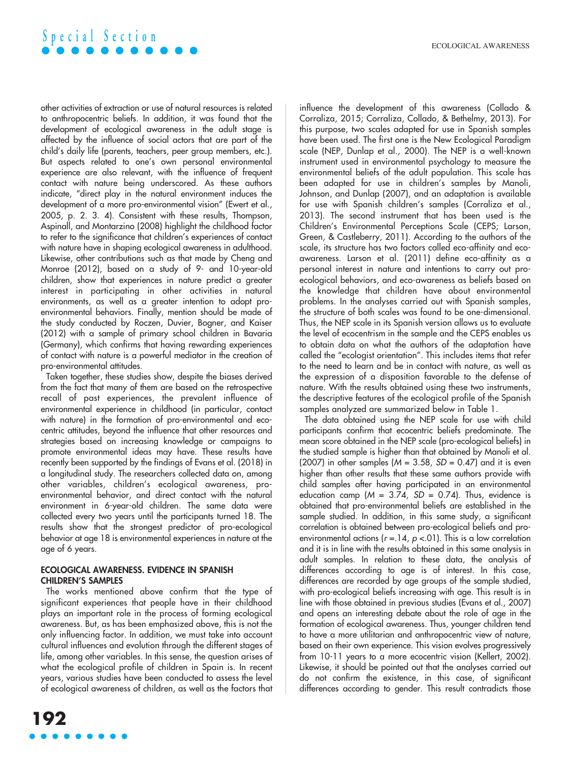other activities of extraction or use of natural resources is related to anthropocentric beliefs. In addition, it was found that the development of ecological awareness in the adult stage is affected by the influence of social actors that are part of the child's daily life (parents, teachers, peer group members, etc.). But aspects related to one's own personal environmental experience are also relevant, with the influence of frequent contact with nature being underscored. As these authors indicate, "direct play in the natural environment induces the development of a more pro-environmental vision" (Ewert et al., 2005, p. 2. 3. 4). Consistent with these results, Thompson, Aspinall, and Montarzino (2008) highlight the childhood factor to refer to the significance that children's experiences of contact with nature have in shaping ecological awareness in adulthood. Likewise, other contributions such as that made by Cheng and Monroe (2012), based on a study of 9- and 10-year-old children, show that experiences in nature predict a greater interest in participating in other activities in natural environments, as well as a greater intention to adopt pro-environmental behaviors. Finally, mention should be made of the study conducted by Roczen, Duvier, Bogner, and Kaiser (2012) with a sample of primary school children in Bavaria (Germany), which confirms that having rewarding experiences of contact with nature is a powerful mediator in the creation of pro-environmental attitudes.

Taken together, these studies show, despite the biases derived from the fact that many of them are based on the retrospective recall of past experiences, the prevalent influence of environmental experience in childhood (in particular, contact with nature) in the formation of pro-environmental and eco-centric attitudes, beyond the influence that other resources and strategies based on increasing knowledge or campaigns to promote environmental ideas may have. These results have recently been supported by the findings of Evans et al. (2018) in a longitudinal study. The researchers collected data on, among other variables, children's ecological awareness, pro-environmental behavior, and direct contact with the natural environment in 6-year-old children. The same data were collected every two years until the participants turned 18. The results show that the strongest predictor of pro-ecological behavior at age 18 is environmental experiences in nature at the age of 6 years.

## ECOLOGICAL AWARENESS. EVIDENCE IN SPANISH CHILDREN'S SAMPLES

The works mentioned above confirm that the type of significant experiences that people have in their childhood plays an important role in the process of forming ecological awareness. But, as has been emphasized above, this is not the only influencing factor. In addition, we must take into account cultural influences and evolution through the different stages of life, among other variables. In this sense, the question arises of what the ecological profile of children in Spain is. In recent years, various studies have been conducted to assess the level of ecological awareness of children, as well as the factors that influence the development of this awareness (Collado & Corraliza, 2015; Corraliza, Collado, & Bethelmy, 2013). For this purpose, two scales adapted for use in Spanish samples have been used. The first one is the New Ecological Paradigm scale (NEP, Dunlap et al., 2000). The NEP is a well-known instrument used in environmental psychology to measure the environmental beliefs of the adult population. This scale has been adapted for use in children's samples by Manoli, Johnson, and Dunlap (2007), and an adaptation is available for use with Spanish children's samples (Corraliza et al., 2013). The second instrument that has been used is the Children's Environmental Perceptions Scale (CEPS; Larson, Green, & Castleberry, 2011). According to the authors of the scale, its structure has two factors called eco-affinity and eco-awareness. Larson et al. (2011) define eco-affinity as a personal interest in nature and intentions to carry out pro-ecological behaviors, and eco-awareness as beliefs based on the knowledge that children have about environmental problems. In the analyses carried out with Spanish samples, the structure of both scales was found to be one-dimensional. Thus, the NEP scale in its Spanish version allows us to evaluate the level of ecocentrism in the sample and the CEPS enables us to obtain data on what the authors of the adaptation have called the "ecologist orientation". This includes items that refer to the need to learn and be in contact with nature, as well as the expression of a disposition favorable to the defense of nature. With the results obtained using these two instruments, the descriptive features of the ecological profile of the Spanish samples analyzed are summarized below in Table 1.

The data obtained using the NEP scale for use with child participants confirm that ecocentric beliefs predominate. The mean score obtained in the NEP scale (pro-ecological beliefs) in the studied sample is higher than that obtained by Manoli et al. (2007) in other samples ($M$ = 3.58, $SD$ = 0.47) and it is even higher than other results that these same authors provide with child samples after having participated in an environmental education camp ($M$ = 3.74, $SD$ = 0.74). Thus, evidence is obtained that pro-environmental beliefs are established in the sample studied. In addition, in this same study, a significant correlation is obtained between pro-ecological beliefs and pro-environmental actions ($r$ =.14, $p$ <.01). This is a low correlation and it is in line with the results obtained in this same analysis in adult samples. In relation to these data, the analysis of differences according to age is of interest. In this case, differences are recorded by age groups of the sample studied, with pro-ecological beliefs increasing with age. This result is in line with those obtained in previous studies (Evans et al., 2007) and opens an interesting debate about the role of age in the formation of ecological awareness. Thus, younger children tend to have a more utilitarian and anthropocentric view of nature, based on their own experience. This vision evolves progressively from 10-11 years to a more ecocentric vision (Kellert, 2002). Likewise, it should be pointed out that the analyses carried out do not confirm the existence, in this case, of significant differences according to gender. This result contradicts those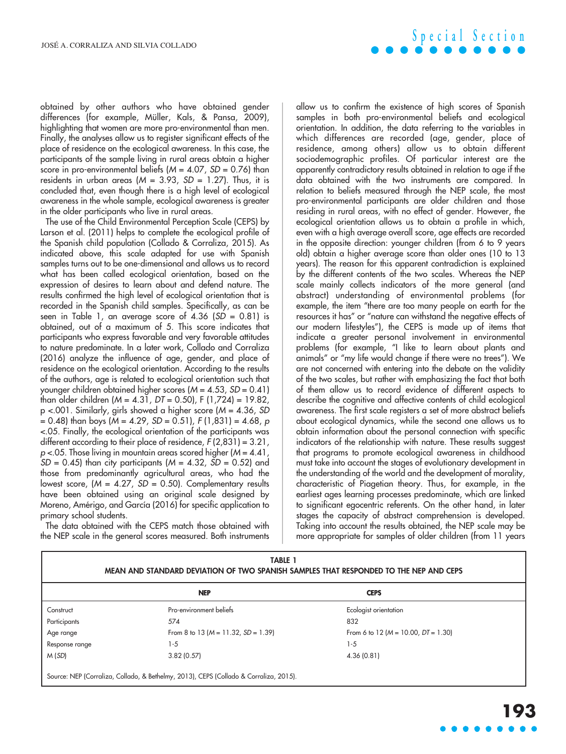obtained by other authors who have obtained gender differences (for example, Müller, Kals, & Pansa, 2009), highlighting that women are more pro-environmental than men. Finally, the analyses allow us to register significant effects of the place of residence on the ecological awareness. In this case, the participants of the sample living in rural areas obtain a higher score in pro-environmental beliefs ($M$ = 4.07, $SD$ = 0.76) than residents in urban areas ($M$ = 3.93, $SD$ = 1.27). Thus, it is concluded that, even though there is a high level of ecological awareness in the whole sample, ecological awareness is greater in the older participants who live in rural areas.

The use of the Child Environmental Perception Scale (CEPS) by Larson et al. (2011) helps to complete the ecological profile of the Spanish child population (Collado & Corraliza, 2015). As indicated above, this scale adapted for use with Spanish samples turns out to be one-dimensional and allows us to record what has been called ecological orientation, based on the expression of desires to learn about and defend nature. The results confirmed the high level of ecological orientation that is recorded in the Spanish child samples. Specifically, as can be seen in Table 1, an average score of 4.36 ($SD$ = 0.81) is obtained, out of a maximum of 5. This score indicates that participants who express favorable and very favorable attitudes to nature predominate. In a later work, Collado and Corraliza (2016) analyze the influence of age, gender, and place of residence on the ecological orientation. According to the results of the authors, age is related to ecological orientation such that younger children obtained higher scores ($M$ = 4.53, $SD$ = 0.41) than older children ($M$ = 4.31, $DT$ = 0.50), $F$ (1,724) = 19.82, $p$ <.001. Similarly, girls showed a higher score ($M$ = 4.36, $SD$ = 0.48) than boys ($M$ = 4.29, $SD$ = 0.51), $F$ (1,831) = 4.68, $p$ <.05. Finally, the ecological orientation of the participants was different according to their place of residence, $F$ (2,831) = 3.21, $p$ <.05. Those living in mountain areas scored higher ($M$ = 4.41, $SD$ = 0.45) than city participants ($M$ = 4.32, $SD$ = 0.52) and those from predominantly agricultural areas, who had the lowest score, ($M$ = 4.27, $SD$ = 0.50). Complementary results have been obtained using an original scale designed by Moreno, Amérigo, and García (2016) for specific application to primary school students.

The data obtained with the CEPS match those obtained with the NEP scale in the general scores measured. Both instruments allow us to confirm the existence of high scores of Spanish samples in both pro-environmental beliefs and ecological orientation. In addition, the data referring to the variables in which differences are recorded (age, gender, place of residence, among others) allow us to obtain different sociodemographic profiles. Of particular interest are the apparently contradictory results obtained in relation to age if the data obtained with the two instruments are compared. In relation to beliefs measured through the NEP scale, the most pro-environmental participants are older children and those residing in rural areas, with no effect of gender. However, the ecological orientation allows us to obtain a profile in which, even with a high average overall score, age effects are recorded in the opposite direction: younger children (from 6 to 9 years old) obtain a higher average score than older ones (10 to 13 years). The reason for this apparent contradiction is explained by the different contents of the two scales. Whereas the NEP scale mainly collects indicators of the more general (and abstract) understanding of environmental problems (for example, the item "there are too many people on earth for the resources it has" or "nature can withstand the negative effects of our modern lifestyles"), the CEPS is made up of items that indicate a greater personal involvement in environmental problems (for example, "I like to learn about plants and animals" or "my life would change if there were no trees"). We are not concerned with entering into the debate on the validity of the two scales, but rather with emphasizing the fact that both of them allow us to record evidence of different aspects to describe the cognitive and affective contents of child ecological awareness. The first scale registers a set of more abstract beliefs about ecological dynamics, while the second one allows us to obtain information about the personal connection with specific indicators of the relationship with nature. These results suggest that programs to promote ecological awareness in childhood must take into account the stages of evolutionary development in the understanding of the world and the development of morality, characteristic of Piagetian theory. Thus, for example, in the earliest ages learning processes predominate, which are linked to significant egocentric referents. On the other hand, in later stages the capacity of abstract comprehension is developed. Taking into account the results obtained, the NEP scale may be more appropriate for samples of older children (from 11 years

**TABLE 1**
**MEAN AND STANDARD DEVIATION OF TWO SPANISH SAMPLES THAT RESPONDED TO THE NEP AND CEPS**

| | NEP | CEPS |
|---|---|---|
| Construct | Pro-environment beliefs | Ecologist orientation |
| Participants | 574 | 832 |
| Age range | From 8 to 13 ($M$ = 11.32, $SD$ = 1.39) | From 6 to 12 ($M$ = 10.00, $DT$ = 1.30) |
| Response range | 1-5 | 1-5 |
| M ($SD$) | 3.82 (0.57) | 4.36 (0.81) |

Source: NEP (Corraliza, Collado, & Bethelmy, 2013), CEPS (Collado & Corraliza, 2015).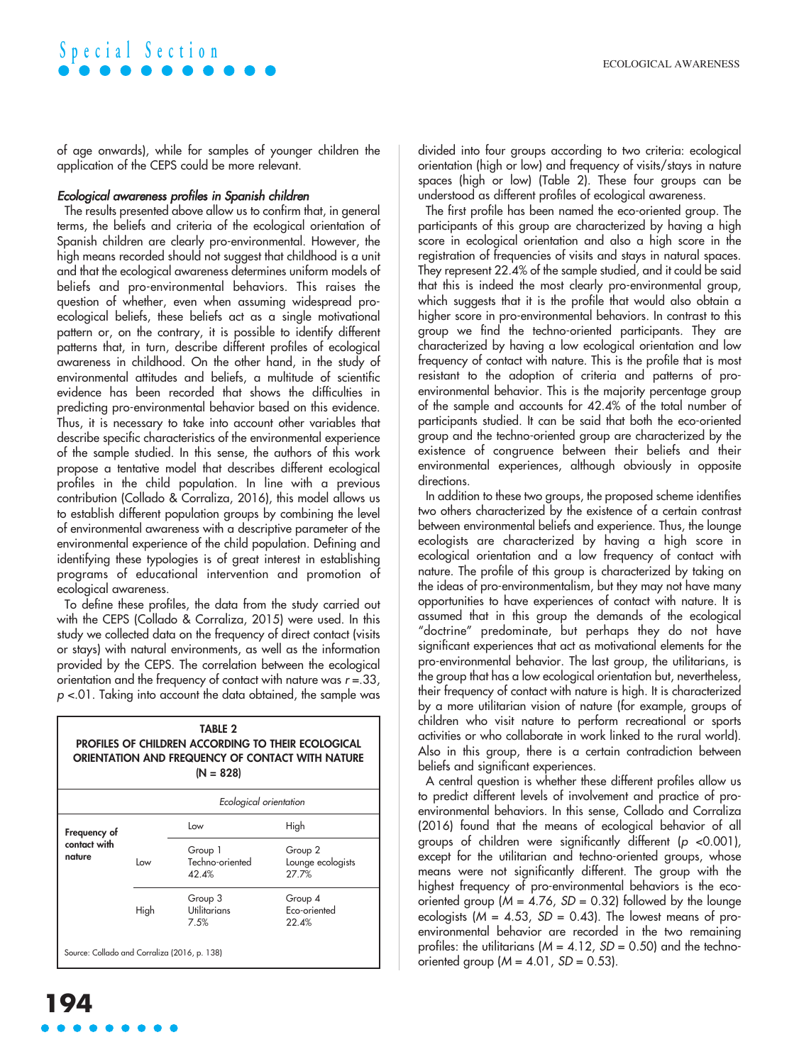of age onwards), while for samples of younger children the application of the CEPS could be more relevant.

### *Ecological awareness profiles in Spanish children*

The results presented above allow us to confirm that, in general terms, the beliefs and criteria of the ecological orientation of Spanish children are clearly pro-environmental. However, the high means recorded should not suggest that childhood is a unit and that the ecological awareness determines uniform models of beliefs and pro-environmental behaviors. This raises the question of whether, even when assuming widespread pro-ecological beliefs, these beliefs act as a single motivational pattern or, on the contrary, it is possible to identify different patterns that, in turn, describe different profiles of ecological awareness in childhood. On the other hand, in the study of environmental attitudes and beliefs, a multitude of scientific evidence has been recorded that shows the difficulties in predicting pro-environmental behavior based on this evidence. Thus, it is necessary to take into account other variables that describe specific characteristics of the environmental experience of the sample studied. In this sense, the authors of this work propose a tentative model that describes different ecological profiles in the child population. In line with a previous contribution (Collado & Corraliza, 2016), this model allows us to establish different population groups by combining the level of environmental awareness with a descriptive parameter of the environmental experience of the child population. Defining and identifying these typologies is of great interest in establishing programs of educational intervention and promotion of ecological awareness.

To define these profiles, the data from the study carried out with the CEPS (Collado & Corraliza, 2015) were used. In this study we collected data on the frequency of direct contact (visits or stays) with natural environments, as well as the information provided by the CEPS. The correlation between the ecological orientation and the frequency of contact with nature was $r = .33$, $p < .01$. Taking into account the data obtained, the sample was divided into four groups according to two criteria: ecological orientation (high or low) and frequency of visits/stays in nature spaces (high or low) (Table 2). These four groups can be understood as different profiles of ecological awareness.

**TABLE 2**
**PROFILES OF CHILDREN ACCORDING TO THEIR ECOLOGICAL ORIENTATION AND FREQUENCY OF CONTACT WITH NATURE (N = 828)**

| | | *Ecological orientation* | |
|---|---|---|---|
| | | Low | High |
| **Frequency of contact with nature** | Low | Group 1 Techno-oriented 42.4% | Group 2 Lounge ecologists 27.7% |
| | High | Group 3 Utilitarians 7.5% | Group 4 Eco-oriented 22.4% |

Source: Collado and Corraliza (2016, p. 138)

The first profile has been named the eco-oriented group. The participants of this group are characterized by having a high score in ecological orientation and also a high score in the registration of frequencies of visits and stays in natural spaces. They represent 22.4% of the sample studied, and it could be said that this is indeed the most clearly pro-environmental group, which suggests that it is the profile that would also obtain a higher score in pro-environmental behaviors. In contrast to this group we find the techno-oriented participants. They are characterized by having a low ecological orientation and low frequency of contact with nature. This is the profile that is most resistant to the adoption of criteria and patterns of pro-environmental behavior. This is the majority percentage group of the sample and accounts for 42.4% of the total number of participants studied. It can be said that both the eco-oriented group and the techno-oriented group are characterized by the existence of congruence between their beliefs and their environmental experiences, although obviously in opposite directions.

In addition to these two groups, the proposed scheme identifies two others characterized by the existence of a certain contrast between environmental beliefs and experience. Thus, the lounge ecologists are characterized by having a high score in ecological orientation and a low frequency of contact with nature. The profile of this group is characterized by taking on the ideas of pro-environmentalism, but they may not have many opportunities to have experiences of contact with nature. It is assumed that in this group the demands of the ecological "doctrine" predominate, but perhaps they do not have significant experiences that act as motivational elements for the pro-environmental behavior. The last group, the utilitarians, is the group that has a low ecological orientation but, nevertheless, their frequency of contact with nature is high. It is characterized by a more utilitarian vision of nature (for example, groups of children who visit nature to perform recreational or sports activities or who collaborate in work linked to the rural world). Also in this group, there is a certain contradiction between beliefs and significant experiences.

A central question is whether these different profiles allow us to predict different levels of involvement and practice of pro-environmental behaviors. In this sense, Collado and Corraliza (2016) found that the means of ecological behavior of all groups of children were significantly different ($p < 0.001$), except for the utilitarian and techno-oriented groups, whose means were not significantly different. The group with the highest frequency of pro-environmental behaviors is the eco-oriented group ($M = 4.76$, $SD = 0.32$) followed by the lounge ecologists ($M = 4.53$, $SD = 0.43$). The lowest means of pro-environmental behavior are recorded in the two remaining profiles: the utilitarians ($M = 4.12$, $SD = 0.50$) and the techno-oriented group ($M = 4.01$, $SD = 0.53$).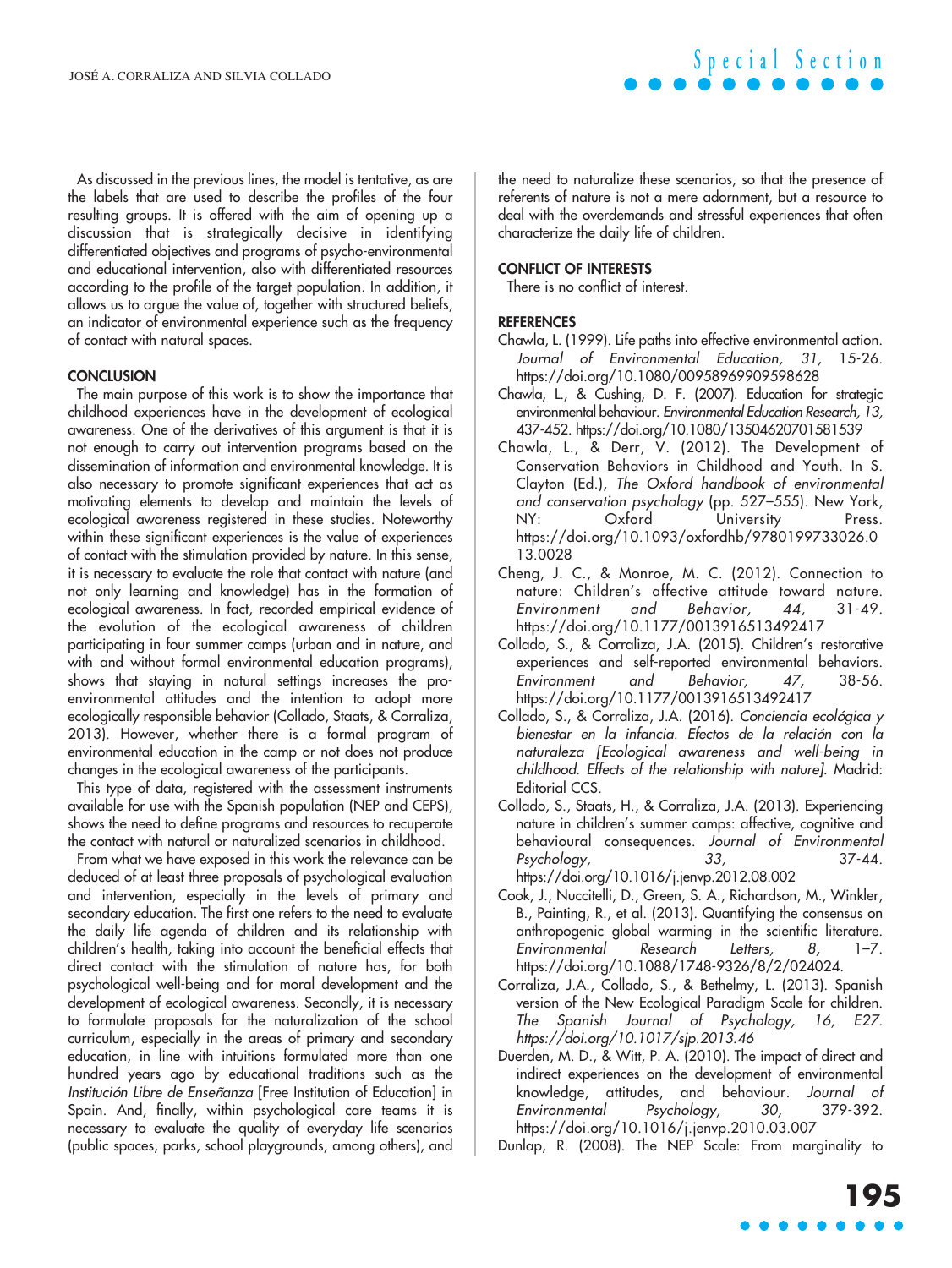As discussed in the previous lines, the model is tentative, as are the labels that are used to describe the profiles of the four resulting groups. It is offered with the aim of opening up a discussion that is strategically decisive in identifying differentiated objectives and programs of psycho-environmental and educational intervention, also with differentiated resources according to the profile of the target population. In addition, it allows us to argue the value of, together with structured beliefs, an indicator of environmental experience such as the frequency of contact with natural spaces.

## CONCLUSION

The main purpose of this work is to show the importance that childhood experiences have in the development of ecological awareness. One of the derivatives of this argument is that it is not enough to carry out intervention programs based on the dissemination of information and environmental knowledge. It is also necessary to promote significant experiences that act as motivating elements to develop and maintain the levels of ecological awareness registered in these studies. Noteworthy within these significant experiences is the value of experiences of contact with the stimulation provided by nature. In this sense, it is necessary to evaluate the role that contact with nature (and not only learning and knowledge) has in the formation of ecological awareness. In fact, recorded empirical evidence of the evolution of the ecological awareness of children participating in four summer camps (urban and in nature, and with and without formal environmental education programs), shows that staying in natural settings increases the pro-environmental attitudes and the intention to adopt more ecologically responsible behavior (Collado, Staats, & Corraliza, 2013). However, whether there is a formal program of environmental education in the camp or not does not produce changes in the ecological awareness of the participants.

This type of data, registered with the assessment instruments available for use with the Spanish population (NEP and CEPS), shows the need to define programs and resources to recuperate the contact with natural or naturalized scenarios in childhood.

From what we have exposed in this work the relevance can be deduced of at least three proposals of psychological evaluation and intervention, especially in the levels of primary and secondary education. The first one refers to the need to evaluate the daily life agenda of children and its relationship with children's health, taking into account the beneficial effects that direct contact with the stimulation of nature has, for both psychological well-being and for moral development and the development of ecological awareness. Secondly, it is necessary to formulate proposals for the naturalization of the school curriculum, especially in the areas of primary and secondary education, in line with intuitions formulated more than one hundred years ago by educational traditions such as the *Institución Libre de Enseñanza* [Free Institution of Education] in Spain. And, finally, within psychological care teams it is necessary to evaluate the quality of everyday life scenarios (public spaces, parks, school playgrounds, among others), and the need to naturalize these scenarios, so that the presence of referents of nature is not a mere adornment, but a resource to deal with the overdemands and stressful experiences that often characterize the daily life of children.

## CONFLICT OF INTERESTS

There is no conflict of interest.

## REFERENCES

Chawla, L. (1999). Life paths into effective environmental action. *Journal of Environmental Education, 31,* 15-26. https://doi.org/10.1080/00958969909598628

Chawla, L., & Cushing, D. F. (2007). Education for strategic environmental behaviour. *Environmental Education Research, 13,* 437-452. https://doi.org/10.1080/13504620701581539

Chawla, L., & Derr, V. (2012). The Development of Conservation Behaviors in Childhood and Youth. In S. Clayton (Ed.), *The Oxford handbook of environmental and conservation psychology* (pp. 527–555). New York, NY: Oxford University Press. https://doi.org/10.1093/oxfordhb/9780199733026.013.0028

Cheng, J. C., & Monroe, M. C. (2012). Connection to nature: Children's affective attitude toward nature. *Environment and Behavior, 44,* 31-49. https://doi.org/10.1177/0013916513492417

Collado, S., & Corraliza, J.A. (2015). Children's restorative experiences and self-reported environmental behaviors. *Environment and Behavior, 47,* 38-56. https://doi.org/10.1177/0013916513492417

Collado, S., & Corraliza, J.A. (2016). *Conciencia ecológica y bienestar en la infancia. Efectos de la relación con la naturaleza [Ecological awareness and well-being in childhood. Effects of the relationship with nature].* Madrid: Editorial CCS.

Collado, S., Staats, H., & Corraliza, J.A. (2013). Experiencing nature in children's summer camps: affective, cognitive and behavioural consequences. *Journal of Environmental Psychology, 33,* 37-44. https://doi.org/10.1016/j.jenvp.2012.08.002

Cook, J., Nuccitelli, D., Green, S. A., Richardson, M., Winkler, B., Painting, R., et al. (2013). Quantifying the consensus on anthropogenic global warming in the scientific literature. *Environmental Research Letters, 8,* 1–7. https://doi.org/10.1088/1748-9326/8/2/024024.

Corraliza, J.A., Collado, S., & Bethelmy, L. (2013). Spanish version of the New Ecological Paradigm Scale for children. *The Spanish Journal of Psychology, 16,* E27. *https://doi.org/10.1017/sjp.2013.46*

Duerden, M. D., & Witt, P. A. (2010). The impact of direct and indirect experiences on the development of environmental knowledge, attitudes, and behaviour. *Journal of Environmental Psychology, 30,* 379-392. https://doi.org/10.1016/j.jenvp.2010.03.007

Dunlap, R. (2008). The NEP Scale: From marginality to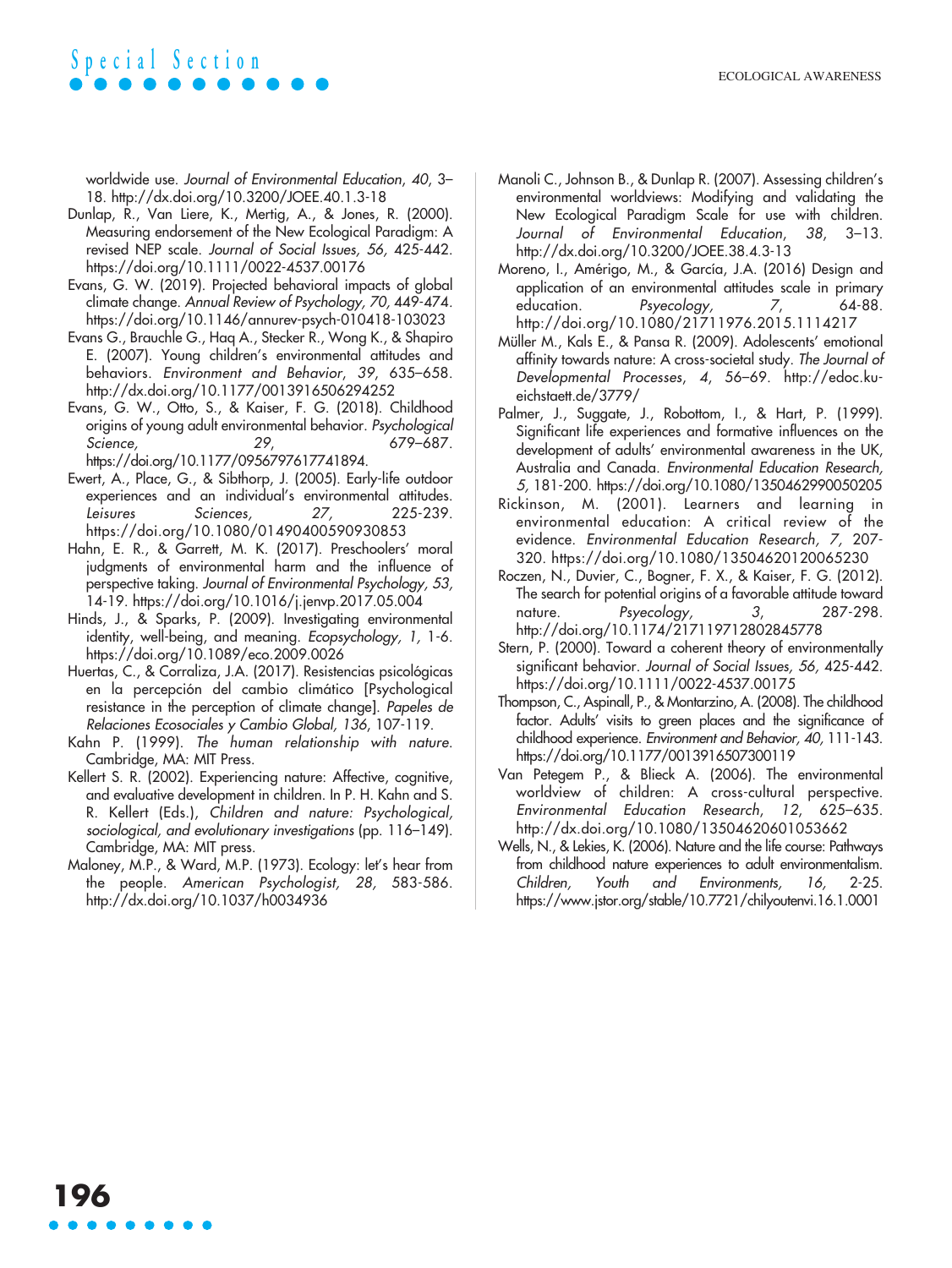worldwide use. *Journal of Environmental Education, 40*, 3–18. http://dx.doi.org/10.3200/JOEE.40.1.3-18

Dunlap, R., Van Liere, K., Mertig, A., & Jones, R. (2000). Measuring endorsement of the New Ecological Paradigm: A revised NEP scale. *Journal of Social Issues, 56*, 425-442. https://doi.org/10.1111/0022-4537.00176

Evans, G. W. (2019). Projected behavioral impacts of global climate change. *Annual Review of Psychology, 70*, 449-474. https://doi.org/10.1146/annurev-psych-010418-103023

Evans G., Brauchle G., Haq A., Stecker R., Wong K., & Shapiro E. (2007). Young children's environmental attitudes and behaviors. *Environment and Behavior, 39*, 635–658. http://dx.doi.org/10.1177/0013916506294252

Evans, G. W., Otto, S., & Kaiser, F. G. (2018). Childhood origins of young adult environmental behavior. *Psychological Science, 29*, 679–687. https://doi.org/10.1177/0956797617741894.

Ewert, A., Place, G., & Sibthorp, J. (2005). Early-life outdoor experiences and an individual's environmental attitudes. *Leisures Sciences, 27,* 225-239. https://doi.org/10.1080/01490400590930853

Hahn, E. R., & Garrett, M. K. (2017). Preschoolers' moral judgments of environmental harm and the influence of perspective taking. *Journal of Environmental Psychology, 53,* 14-19. https://doi.org/10.1016/j.jenvp.2017.05.004

Hinds, J., & Sparks, P. (2009). Investigating environmental identity, well-being, and meaning. *Ecopsychology, 1,* 1-6. https://doi.org/10.1089/eco.2009.0026

Huertas, C., & Corraliza, J.A. (2017). Resistencias psicológicas en la percepción del cambio climático [Psychological resistance in the perception of climate change]. *Papeles de Relaciones Ecosociales y Cambio Global, 136,* 107-119.

Kahn P. (1999). *The human relationship with nature.* Cambridge, MA: MIT Press.

Kellert S. R. (2002). Experiencing nature: Affective, cognitive, and evaluative development in children. In P. H. Kahn and S. R. Kellert (Eds.), *Children and nature: Psychological, sociological, and evolutionary investigations* (pp. 116–149). Cambridge, MA: MIT press.

Maloney, M.P., & Ward, M.P. (1973). Ecology: let's hear from the people. *American Psychologist, 28*, 583-586. http://dx.doi.org/10.1037/h0034936

Manoli C., Johnson B., & Dunlap R. (2007). Assessing children's environmental worldviews: Modifying and validating the New Ecological Paradigm Scale for use with children. *Journal of Environmental Education, 38*, 3–13. http://dx.doi.org/10.3200/JOEE.38.4.3-13

Moreno, I., Amérigo, M., & García, J.A. (2016) Design and application of an environmental attitudes scale in primary education. *Psyecology, 7*, 64-88. http://doi.org/10.1080/21711976.2015.1114217

Müller M., Kals E., & Pansa R. (2009). Adolescents' emotional affinity towards nature: A cross-societal study. *The Journal of Developmental Processes, 4*, 56–69. http://edoc.ku-eichstaett.de/3779/

Palmer, J., Suggate, J., Robottom, I., & Hart, P. (1999). Significant life experiences and formative influences on the development of adults' environmental awareness in the UK, Australia and Canada. *Environmental Education Research, 5,* 181-200. https://doi.org/10.1080/1350462990050205

Rickinson, M. (2001). Learners and learning in environmental education: A critical review of the evidence. *Environmental Education Research, 7,* 207-320. https://doi.org/10.1080/13504620120065230

Roczen, N., Duvier, C., Bogner, F. X., & Kaiser, F. G. (2012). The search for potential origins of a favorable attitude toward nature. *Psyecology, 3*, 287-298. http://doi.org/10.1174/217119712802845778

Stern, P. (2000). Toward a coherent theory of environmentally significant behavior. *Journal of Social Issues, 56,* 425-442. https://doi.org/10.1111/0022-4537.00175

Thompson, C., Aspinall, P., & Montarzino, A. (2008). The childhood factor. Adults' visits to green places and the significance of childhood experience. *Environment and Behavior, 40,* 111-143. https://doi.org/10.1177/0013916507300119

Van Petegem P., & Blieck A. (2006). The environmental worldview of children: A cross-cultural perspective. *Environmental Education Research, 12,* 625–635. http://dx.doi.org/10.1080/13504620601053662

Wells, N., & Lekies, K. (2006). Nature and the life course: Pathways from childhood nature experiences to adult environmentalism. *Children, Youth and Environments, 16,* 2-25. https://www.jstor.org/stable/10.7721/chilyoutenvi.16.1.0001